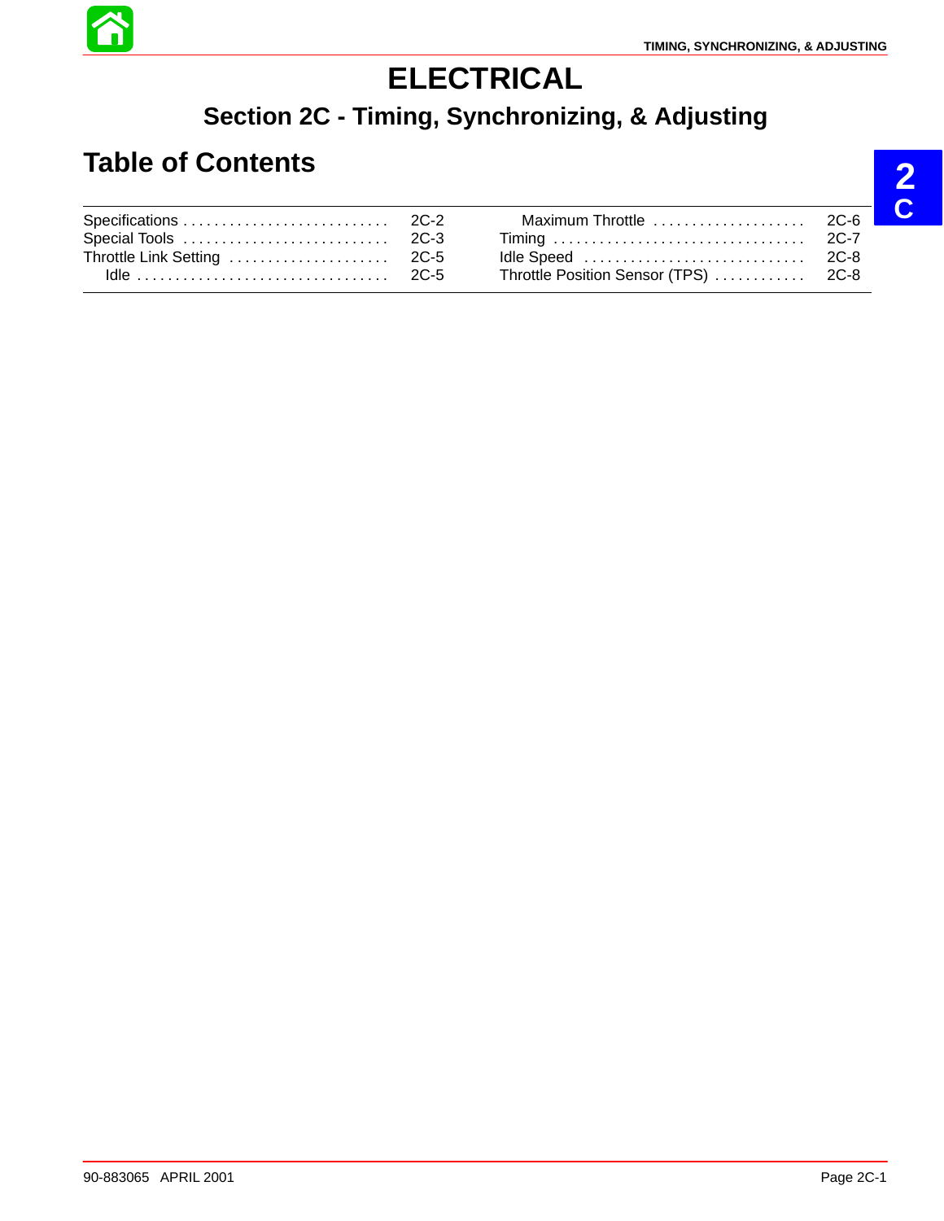# ELECTRICAL

## Section 2C - Timing, Synchronizing, & Adjusting

## Table of Contents

| | |
|---|---|
| Specifications | 2C-2 |
| Special Tools | 2C-3 |
| Throttle Link Setting | 2C-5 |
| Idle | 2C-5 |
| Maximum Throttle | 2C-6 |
| Timing | 2C-7 |
| Idle Speed | 2C-8 |
| Throttle Position Sensor (TPS) | 2C-8 |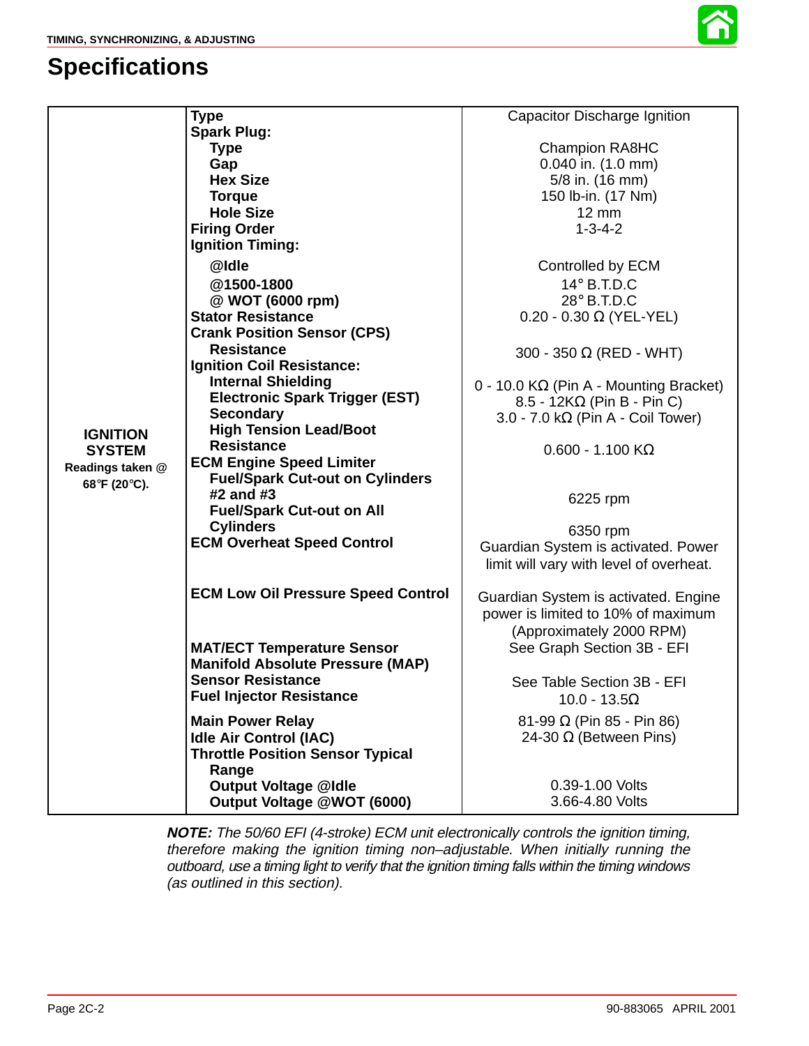## Specifications

| | | |
|---|---|---|
| **IGNITION SYSTEM** Readings taken @ 68°F (20°C). | **Type** | Capacitor Discharge Ignition |
| | **Spark Plug:** | |
| | **Type** | Champion RA8HC |
| | **Gap** | 0.040 in. (1.0 mm) |
| | **Hex Size** | 5/8 in. (16 mm) |
| | **Torque** | 150 lb-in. (17 Nm) |
| | **Hole Size** | 12 mm |
| | **Firing Order** | 1-3-4-2 |
| | **Ignition Timing:** | |
| | **@Idle** | Controlled by ECM |
| | **@1500-1800** | 14° B.T.D.C |
| | **@ WOT (6000 rpm)** | 28° B.T.D.C |
| | **Stator Resistance** | 0.20 - 0.30 Ω (YEL-YEL) |
| | **Crank Position Sensor (CPS) Resistance** | 300 - 350 Ω (RED - WHT) |
| | **Ignition Coil Resistance:** | |
| | **Internal Shielding** | 0 - 10.0 KΩ (Pin A - Mounting Bracket) |
| | **Electronic Spark Trigger (EST)** | 8.5 - 12KΩ (Pin B - Pin C) |
| | **Secondary** | 3.0 - 7.0 kΩ (Pin A - Coil Tower) |
| | **High Tension Lead/Boot Resistance** | 0.600 - 1.100 KΩ |
| | **ECM Engine Speed Limiter** | |
| | **Fuel/Spark Cut-out on Cylinders #2 and #3** | 6225 rpm |
| | **Fuel/Spark Cut-out on All Cylinders** | 6350 rpm |
| | **ECM Overheat Speed Control** | Guardian System is activated. Power limit will vary with level of overheat. |
| | **ECM Low Oil Pressure Speed Control** | Guardian System is activated. Engine power is limited to 10% of maximum (Approximately 2000 RPM) |
| | **MAT/ECT Temperature Sensor** | See Graph Section 3B - EFI |
| | **Manifold Absolute Pressure (MAP) Sensor Resistance** | See Table Section 3B - EFI |
| | **Fuel Injector Resistance** | 10.0 - 13.5Ω |
| | **Main Power Relay** | 81-99 Ω (Pin 85 - Pin 86) |
| | **Idle Air Control (IAC)** | 24-30 Ω (Between Pins) |
| | **Throttle Position Sensor Typical Range** | |
| | **Output Voltage @Idle** | 0.39-1.00 Volts |
| | **Output Voltage @WOT (6000)** | 3.66-4.80 Volts |

***NOTE:*** *The 50/60 EFI (4-stroke) ECM unit electronically controls the ignition timing, therefore making the ignition timing non–adjustable. When initially running the outboard, use a timing light to verify that the ignition timing falls within the timing windows (as outlined in this section).*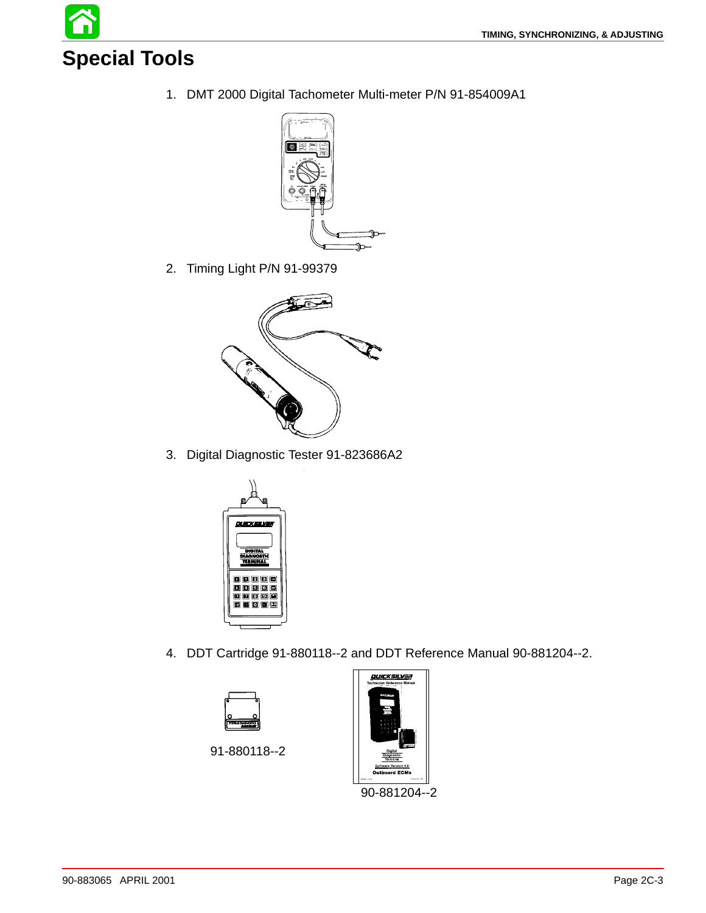# Special Tools

1. DMT 2000 Digital Tachometer Multi-meter P/N 91-854009A1

2. Timing Light P/N 91-99379

3. Digital Diagnostic Tester 91-823686A2

4. DDT Cartridge 91-880118--2 and DDT Reference Manual 90-881204--2.

91-880118--2

90-881204--2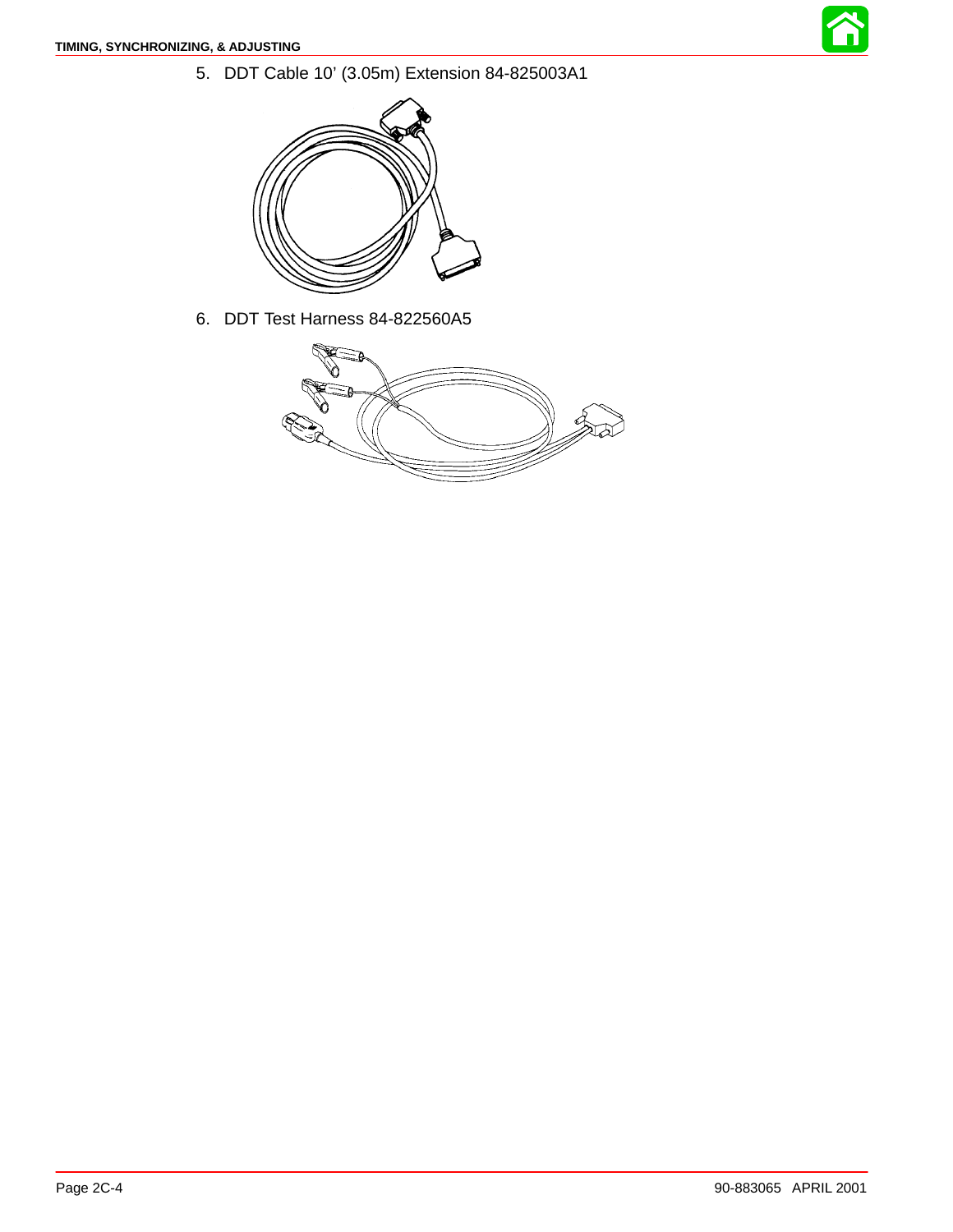5. DDT Cable 10' (3.05m) Extension 84-825003A1

6. DDT Test Harness 84-822560A5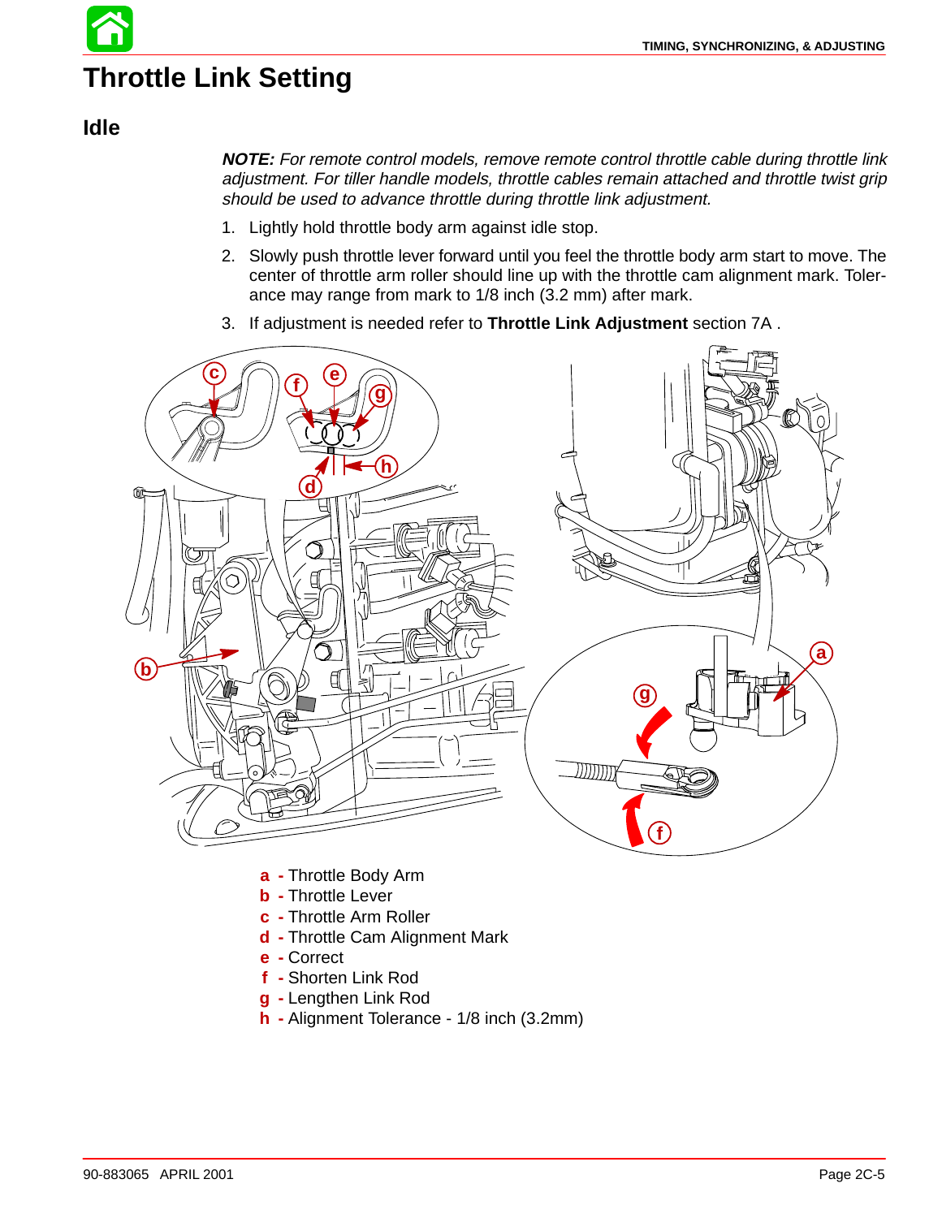# Throttle Link Setting

## Idle

***NOTE:*** *For remote control models, remove remote control throttle cable during throttle link adjustment. For tiller handle models, throttle cables remain attached and throttle twist grip should be used to advance throttle during throttle link adjustment.*

1. Lightly hold throttle body arm against idle stop.
2. Slowly push throttle lever forward until you feel the throttle body arm start to move. The center of throttle arm roller should line up with the throttle cam alignment mark. Tolerance may range from mark to 1/8 inch (3.2 mm) after mark.
3. If adjustment is needed refer to **Throttle Link Adjustment** section 7A .

a - Throttle Body Arm
b - Throttle Lever
c - Throttle Arm Roller
d - Throttle Cam Alignment Mark
e - Correct
f - Shorten Link Rod
g - Lengthen Link Rod
h - Alignment Tolerance - 1/8 inch (3.2mm)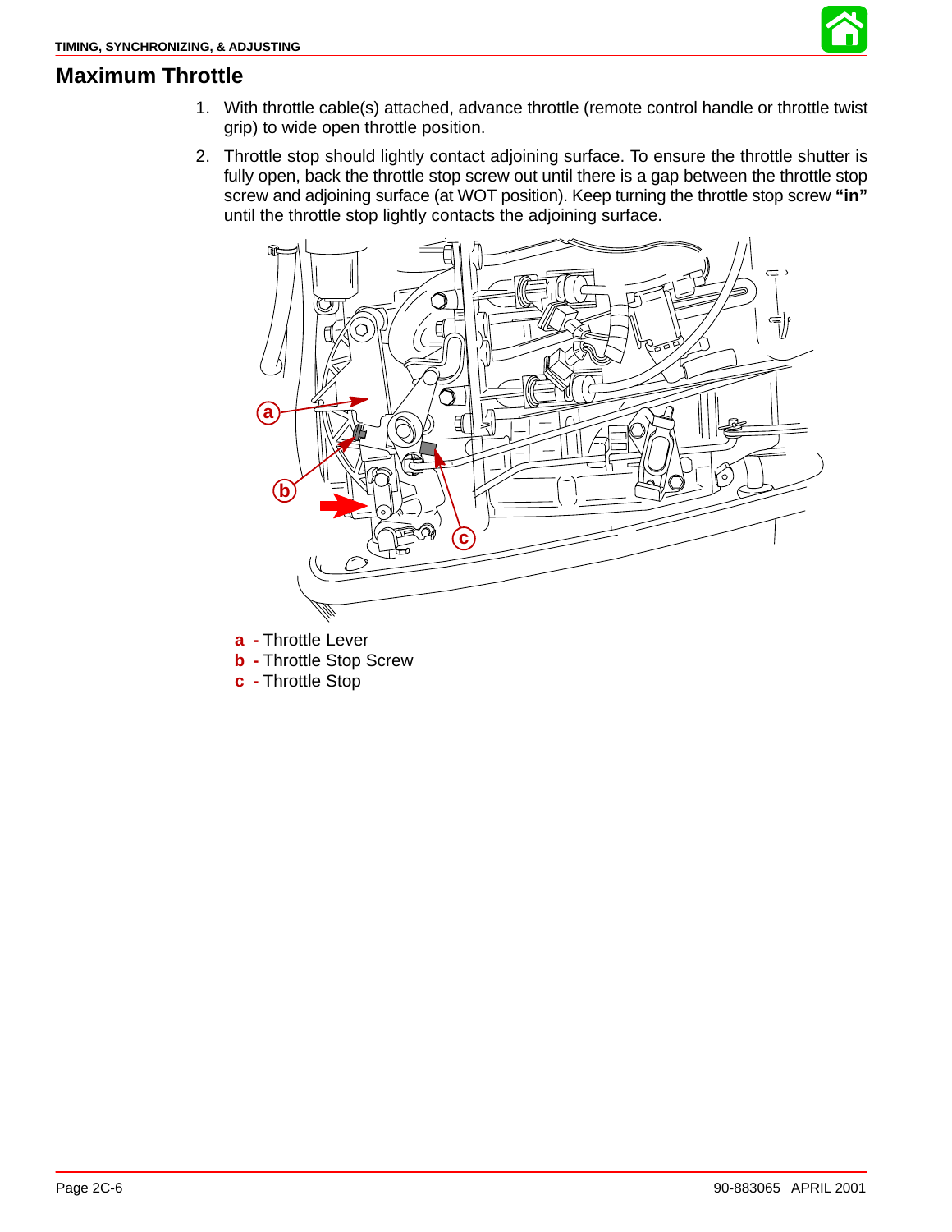## Maximum Throttle

1. With throttle cable(s) attached, advance throttle (remote control handle or throttle twist grip) to wide open throttle position.
2. Throttle stop should lightly contact adjoining surface. To ensure the throttle shutter is fully open, back the throttle stop screw out until there is a gap between the throttle stop screw and adjoining surface (at WOT position). Keep turning the throttle stop screw **"in"** until the throttle stop lightly contacts the adjoining surface.

**a** - Throttle Lever
**b** - Throttle Stop Screw
**c** - Throttle Stop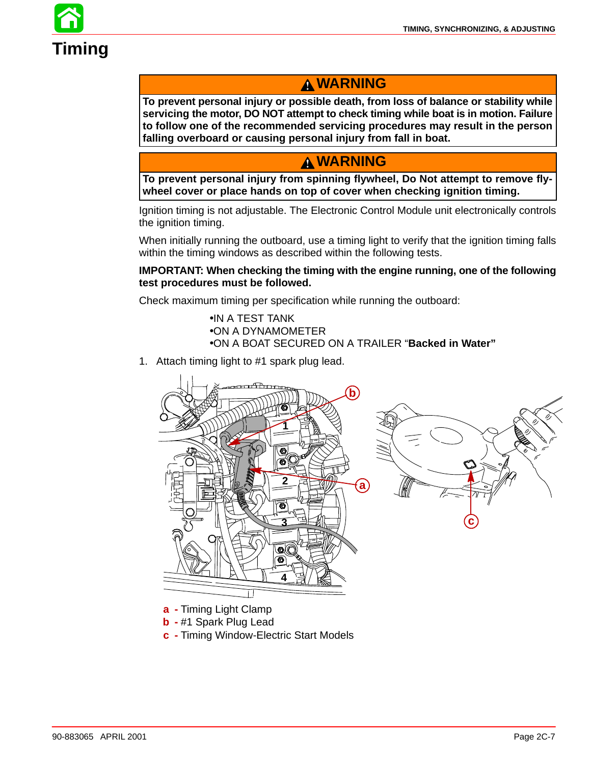# Timing

> ⚠ **WARNING**
>
> **To prevent personal injury or possible death, from loss of balance or stability while servicing the motor, DO NOT attempt to check timing while boat is in motion. Failure to follow one of the recommended servicing procedures may result in the person falling overboard or causing personal injury from fall in boat.**

> ⚠ **WARNING**
>
> **To prevent personal injury from spinning flywheel, Do Not attempt to remove flywheel cover or place hands on top of cover when checking ignition timing.**

Ignition timing is not adjustable. The Electronic Control Module unit electronically controls the ignition timing.

When initially running the outboard, use a timing light to verify that the ignition timing falls within the timing windows as described within the following tests.

**IMPORTANT: When checking the timing with the engine running, one of the following test procedures must be followed.**

Check maximum timing per specification while running the outboard:

- IN A TEST TANK
- ON A DYNAMOMETER
- ON A BOAT SECURED ON A TRAILER "**Backed in Water"**

1. Attach timing light to #1 spark plug lead.

a - Timing Light Clamp
b - #1 Spark Plug Lead
c - Timing Window-Electric Start Models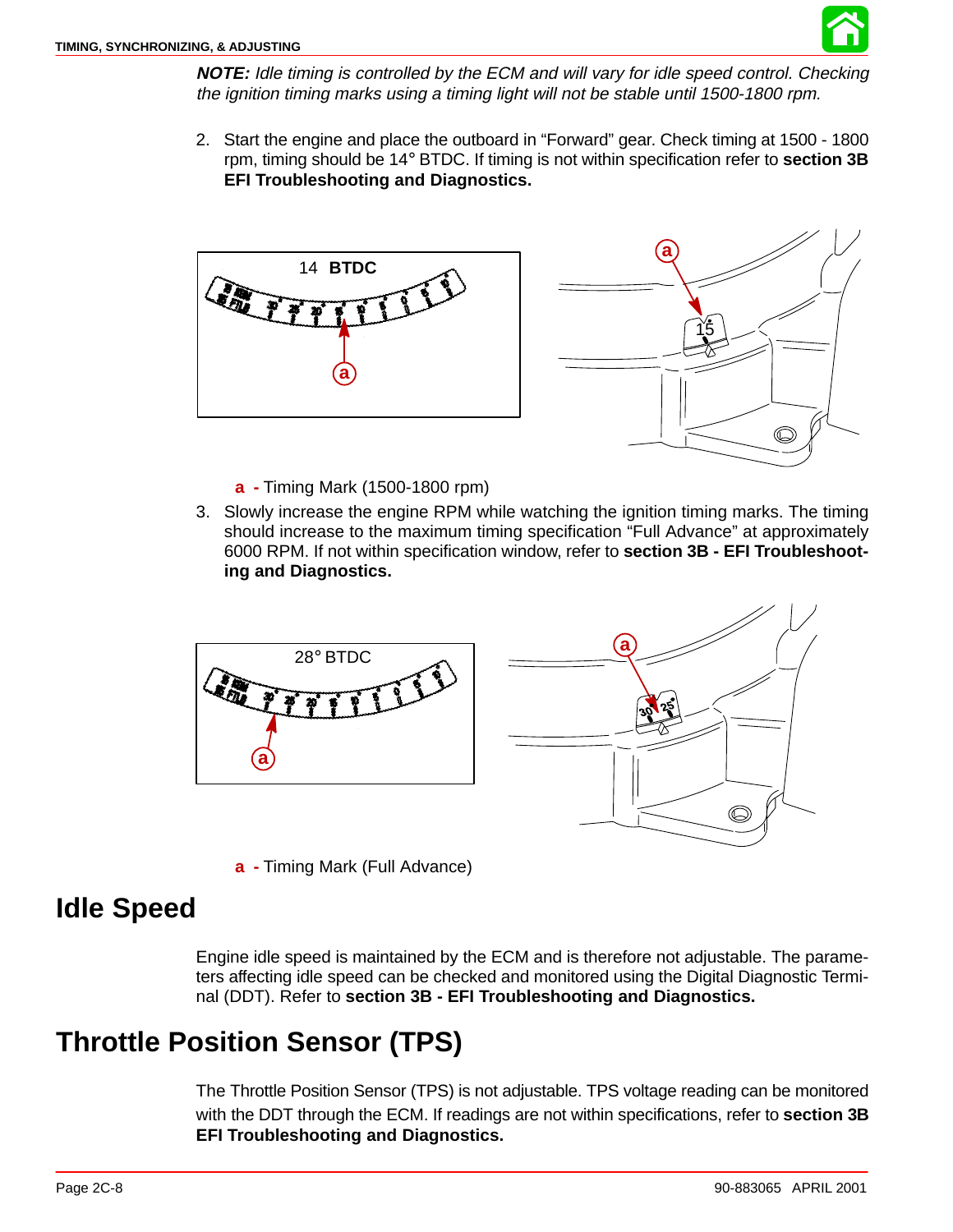***NOTE:** Idle timing is controlled by the ECM and will vary for idle speed control. Checking the ignition timing marks using a timing light will not be stable until 1500-1800 rpm.*

2. Start the engine and place the outboard in "Forward" gear. Check timing at 1500 - 1800 rpm, timing should be 14° BTDC. If timing is not within specification refer to **section 3B EFI Troubleshooting and Diagnostics.**

14 **BTDC**

a

a

15

**a** - Timing Mark (1500-1800 rpm)

3. Slowly increase the engine RPM while watching the ignition timing marks. The timing should increase to the maximum timing specification "Full Advance" at approximately 6000 RPM. If not within specification window, refer to **section 3B - EFI Troubleshooting and Diagnostics.**

28° BTDC

a

a

30

25

**a** - Timing Mark (Full Advance)

# Idle Speed

Engine idle speed is maintained by the ECM and is therefore not adjustable. The parameters affecting idle speed can be checked and monitored using the Digital Diagnostic Terminal (DDT). Refer to **section 3B - EFI Troubleshooting and Diagnostics.**

# Throttle Position Sensor (TPS)

The Throttle Position Sensor (TPS) is not adjustable. TPS voltage reading can be monitored with the DDT through the ECM. If readings are not within specifications, refer to **section 3B EFI Troubleshooting and Diagnostics.**